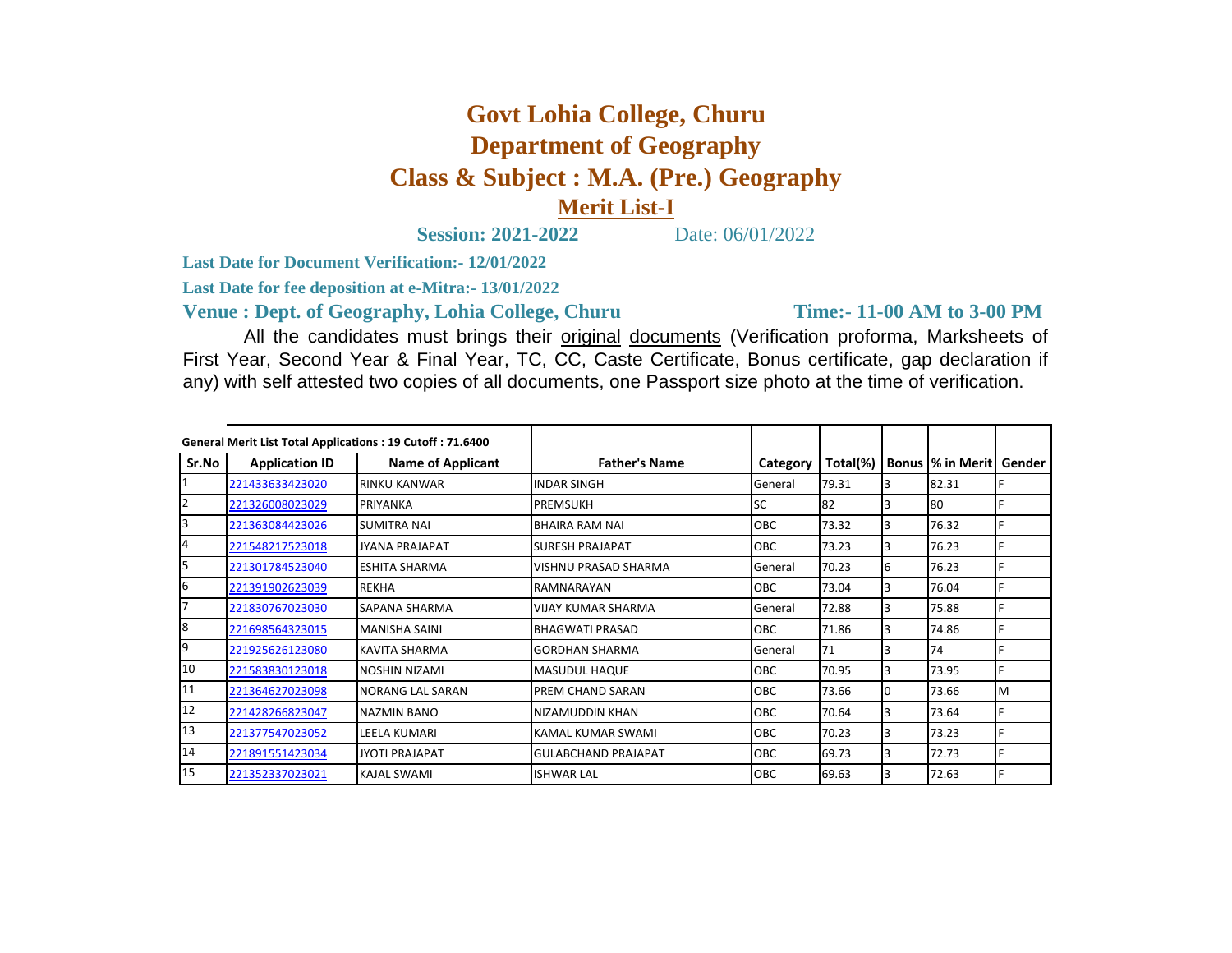# Govt Lohia College, Churu

## Department of Geography

## Class & Subject : M.A. (Pre.) Geography

### Merit List-I

**Session: 2021-2022** Date: 06/01/2022

**Last Date for Document Verification:- 12/01/2022**

**Last Date for fee deposition at e-Mitra:- 13/01/2022**

**Venue : Dept. of Geography, Lohia College, Churu** **Time:- 11-00 AM to 3-00 PM**

All the candidates must brings their original documents (Verification proforma, Marksheets of First Year, Second Year & Final Year, TC, CC, Caste Certificate, Bonus certificate, gap declaration if any) with self attested two copies of all documents, one Passport size photo at the time of verification.

**General Merit List Total Applications : 19 Cutoff : 71.6400**

| Sr.No | Application ID | Name of Applicant | Father's Name | Category | Total(%) | Bonus | % in Merit | Gender |
|---|---|---|---|---|---|---|---|---|
| 1 | 221433633423020 | RINKU KANWAR | INDAR SINGH | General | 79.31 | 3 | 82.31 | F |
| 2 | 221326008023029 | PRIYANKA | PREMSUKH | SC | 82 | 3 | 80 | F |
| 3 | 221363084423026 | SUMITRA NAI | BHAIRA RAM NAI | OBC | 73.32 | 3 | 76.32 | F |
| 4 | 221548217523018 | JYANA PRAJAPAT | SURESH PRAJAPAT | OBC | 73.23 | 3 | 76.23 | F |
| 5 | 221301784523040 | ESHITA SHARMA | VISHNU PRASAD SHARMA | General | 70.23 | 6 | 76.23 | F |
| 6 | 221391902623039 | REKHA | RAMNARAYAN | OBC | 73.04 | 3 | 76.04 | F |
| 7 | 221830767023030 | SAPANA SHARMA | VIJAY KUMAR SHARMA | General | 72.88 | 3 | 75.88 | F |
| 8 | 221698564323015 | MANISHA SAINI | BHAGWATI PRASAD | OBC | 71.86 | 3 | 74.86 | F |
| 9 | 221925626123080 | KAVITA SHARMA | GORDHAN SHARMA | General | 71 | 3 | 74 | F |
| 10 | 221583830123018 | NOSHIN NIZAMI | MASUDUL HAQUE | OBC | 70.95 | 3 | 73.95 | F |
| 11 | 221364627023098 | NORANG LAL SARAN | PREM CHAND SARAN | OBC | 73.66 | 0 | 73.66 | M |
| 12 | 221428266823047 | NAZMIN BANO | NIZAMUDDIN KHAN | OBC | 70.64 | 3 | 73.64 | F |
| 13 | 221377547023052 | LEELA KUMARI | KAMAL KUMAR SWAMI | OBC | 70.23 | 3 | 73.23 | F |
| 14 | 221891551423034 | JYOTI PRAJAPAT | GULABCHAND PRAJAPAT | OBC | 69.73 | 3 | 72.73 | F |
| 15 | 221352337023021 | KAJAL SWAMI | ISHWAR LAL | OBC | 69.63 | 3 | 72.63 | F |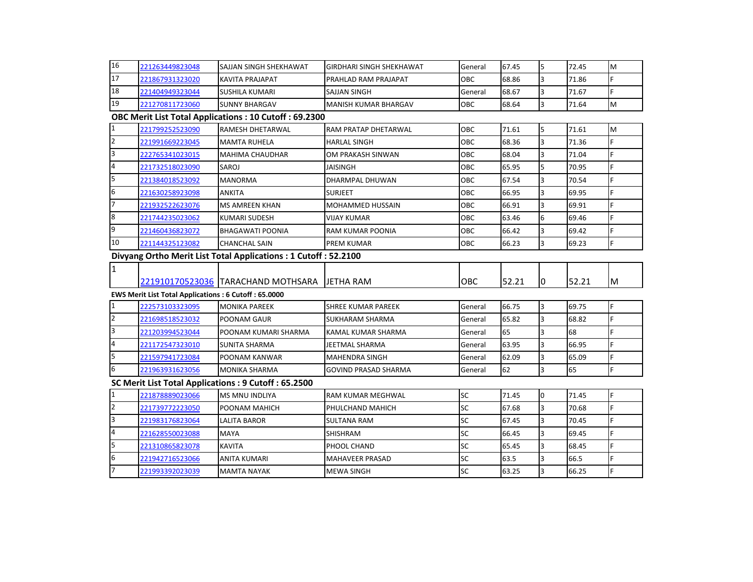| | | | | | | | | |
|---|---|---|---|---|---|---|---|---|
| 16 | 221263449823048 | SAJJAN SINGH SHEKHAWAT | GIRDHARI SINGH SHEKHAWAT | General | 67.45 | 5 | 72.45 | M |
| 17 | 221867931323020 | KAVITA PRAJAPAT | PRAHLAD RAM PRAJAPAT | OBC | 68.86 | 3 | 71.86 | F |
| 18 | 221404949323044 | SUSHILA KUMARI | SAJJAN SINGH | General | 68.67 | 3 | 71.67 | F |
| 19 | 221270811723060 | SUNNY BHARGAV | MANISH KUMAR BHARGAV | OBC | 68.64 | 3 | 71.64 | M |

**OBC Merit List Total Applications : 10 Cutoff : 69.2300**

| | | | | | | | | |
|---|---|---|---|---|---|---|---|---|
| 1 | 221799252523090 | RAMESH DHETARWAL | RAM PRATAP DHETARWAL | OBC | 71.61 | 5 | 71.61 | M |
| 2 | 221991669223045 | MAMTA RUHELA | HARLAL SINGH | OBC | 68.36 | 3 | 71.36 | F |
| 3 | 222765341023015 | MAHIMA CHAUDHAR | OM PRAKASH SINWAN | OBC | 68.04 | 3 | 71.04 | F |
| 4 | 221732518023090 | SAROJ | JAISINGH | OBC | 65.95 | 5 | 70.95 | F |
| 5 | 221384018523092 | MANORMA | DHARMPAL DHUWAN | OBC | 67.54 | 3 | 70.54 | F |
| 6 | 221630258923098 | ANKITA | SURJEET | OBC | 66.95 | 3 | 69.95 | F |
| 7 | 221932522623076 | MS AMREEN KHAN | MOHAMMED HUSSAIN | OBC | 66.91 | 3 | 69.91 | F |
| 8 | 221744235023062 | KUMARI SUDESH | VIJAY KUMAR | OBC | 63.46 | 6 | 69.46 | F |
| 9 | 221460436823072 | BHAGAWATI POONIA | RAM KUMAR POONIA | OBC | 66.42 | 3 | 69.42 | F |
| 10 | 221144325123082 | CHANCHAL SAIN | PREM KUMAR | OBC | 66.23 | 3 | 69.23 | F |

**Divyang Ortho Merit List Total Applications : 1 Cutoff : 52.2100**

| | | | | | | | | |
|---|---|---|---|---|---|---|---|---|
| 1 | 221910170523036 | TARACHAND MOTHSARA | JETHA RAM | OBC | 52.21 | 0 | 52.21 | M |

**EWS Merit List Total Applications : 6 Cutoff : 65.0000**

| | | | | | | | | |
|---|---|---|---|---|---|---|---|---|
| 1 | 222573103323095 | MONIKA PAREEK | SHREE KUMAR PAREEK | General | 66.75 | 3 | 69.75 | F |
| 2 | 221698518523032 | POONAM GAUR | SUKHARAM SHARMA | General | 65.82 | 3 | 68.82 | F |
| 3 | 221203994523044 | POONAM KUMARI SHARMA | KAMAL KUMAR SHARMA | General | 65 | 3 | 68 | F |
| 4 | 221172547323010 | SUNITA SHARMA | JEETMAL SHARMA | General | 63.95 | 3 | 66.95 | F |
| 5 | 221597941723084 | POONAM KANWAR | MAHENDRA SINGH | General | 62.09 | 3 | 65.09 | F |
| 6 | 221963931623056 | MONIKA SHARMA | GOVIND PRASAD SHARMA | General | 62 | 3 | 65 | F |

**SC Merit List Total Applications : 9 Cutoff : 65.2500**

| | | | | | | | | |
|---|---|---|---|---|---|---|---|---|
| 1 | 221878889023066 | MS MNU INDLIYA | RAM KUMAR MEGHWAL | SC | 71.45 | 0 | 71.45 | F |
| 2 | 221739772223050 | POONAM MAHICH | PHULCHAND MAHICH | SC | 67.68 | 3 | 70.68 | F |
| 3 | 221983176823064 | LALITA BAROR | SULTANA RAM | SC | 67.45 | 3 | 70.45 | F |
| 4 | 221628550023088 | MAYA | SHISHRAM | SC | 66.45 | 3 | 69.45 | F |
| 5 | 221310865823078 | KAVITA | PHOOL CHAND | SC | 65.45 | 3 | 68.45 | F |
| 6 | 221942716523066 | ANITA KUMARI | MAHAVEER PRASAD | SC | 63.5 | 3 | 66.5 | F |
| 7 | 221993392023039 | MAMTA NAYAK | MEWA SINGH | SC | 63.25 | 3 | 66.25 | F |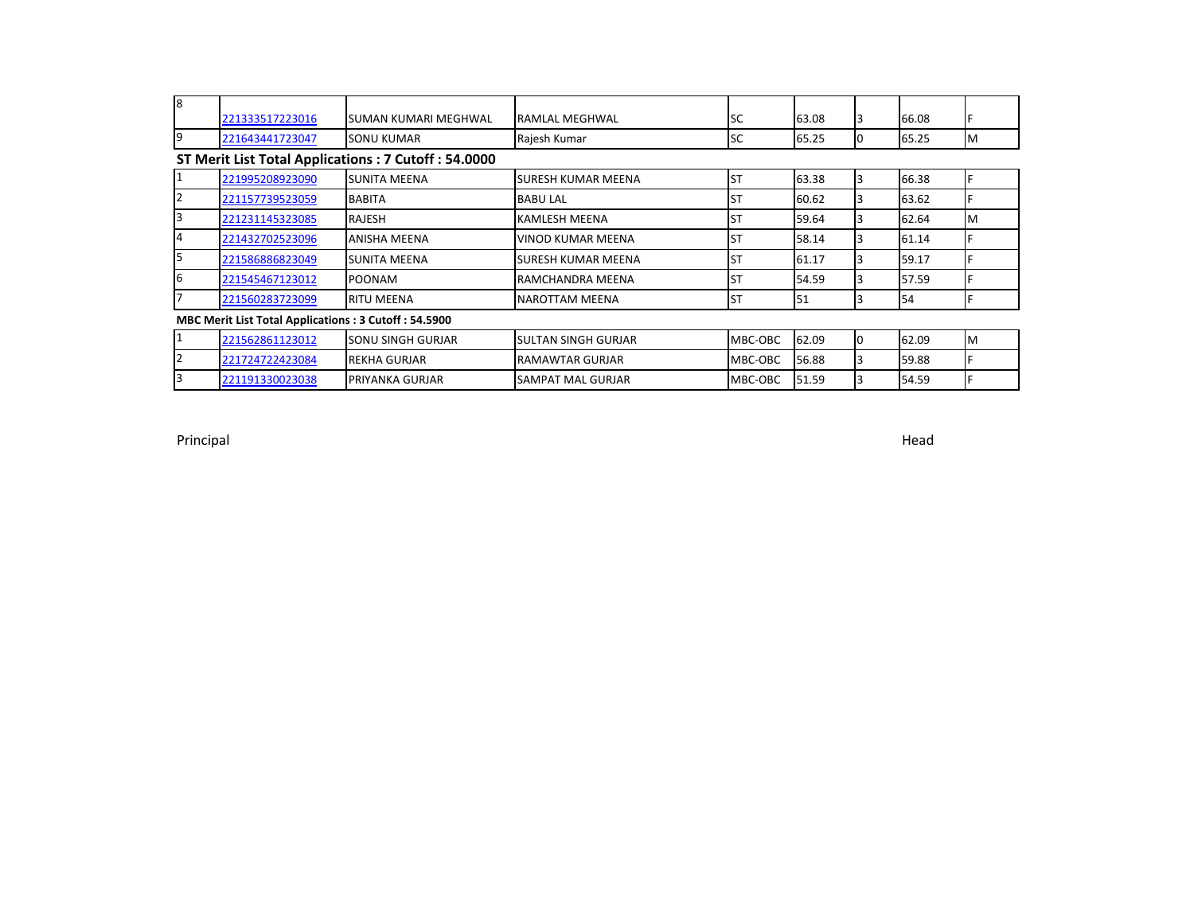| | | | | | | | | |
|---|---|---|---|---|---|---|---|---|
| 8 | 221333517223016 | SUMAN KUMARI MEGHWAL | RAMLAL MEGHWAL | SC | 63.08 | 3 | 66.08 | F |
| 9 | 221643441723047 | SONU KUMAR | Rajesh Kumar | SC | 65.25 | 0 | 65.25 | M |

**ST Merit List Total Applications : 7 Cutoff : 54.0000**

| | | | | | | | | |
|---|---|---|---|---|---|---|---|---|
| 1 | 221995208923090 | SUNITA MEENA | SURESH KUMAR MEENA | ST | 63.38 | 3 | 66.38 | F |
| 2 | 221157739523059 | BABITA | BABU LAL | ST | 60.62 | 3 | 63.62 | F |
| 3 | 221231145323085 | RAJESH | KAMLESH MEENA | ST | 59.64 | 3 | 62.64 | M |
| 4 | 221432702523096 | ANISHA MEENA | VINOD KUMAR MEENA | ST | 58.14 | 3 | 61.14 | F |
| 5 | 221586886823049 | SUNITA MEENA | SURESH KUMAR MEENA | ST | 61.17 | 3 | 59.17 | F |
| 6 | 221545467123012 | POONAM | RAMCHANDRA MEENA | ST | 54.59 | 3 | 57.59 | F |
| 7 | 221560283723099 | RITU MEENA | NAROTTAM MEENA | ST | 51 | 3 | 54 | F |

**MBC Merit List Total Applications : 3 Cutoff : 54.5900**

| | | | | | | | | |
|---|---|---|---|---|---|---|---|---|
| 1 | 221562861123012 | SONU SINGH GURJAR | SULTAN SINGH GURJAR | MBC-OBC | 62.09 | 0 | 62.09 | M |
| 2 | 221724722423084 | REKHA GURJAR | RAMAWTAR GURJAR | MBC-OBC | 56.88 | 3 | 59.88 | F |
| 3 | 221191330023038 | PRIYANKA GURJAR | SAMPAT MAL GURJAR | MBC-OBC | 51.59 | 3 | 54.59 | F |

Principal

Head